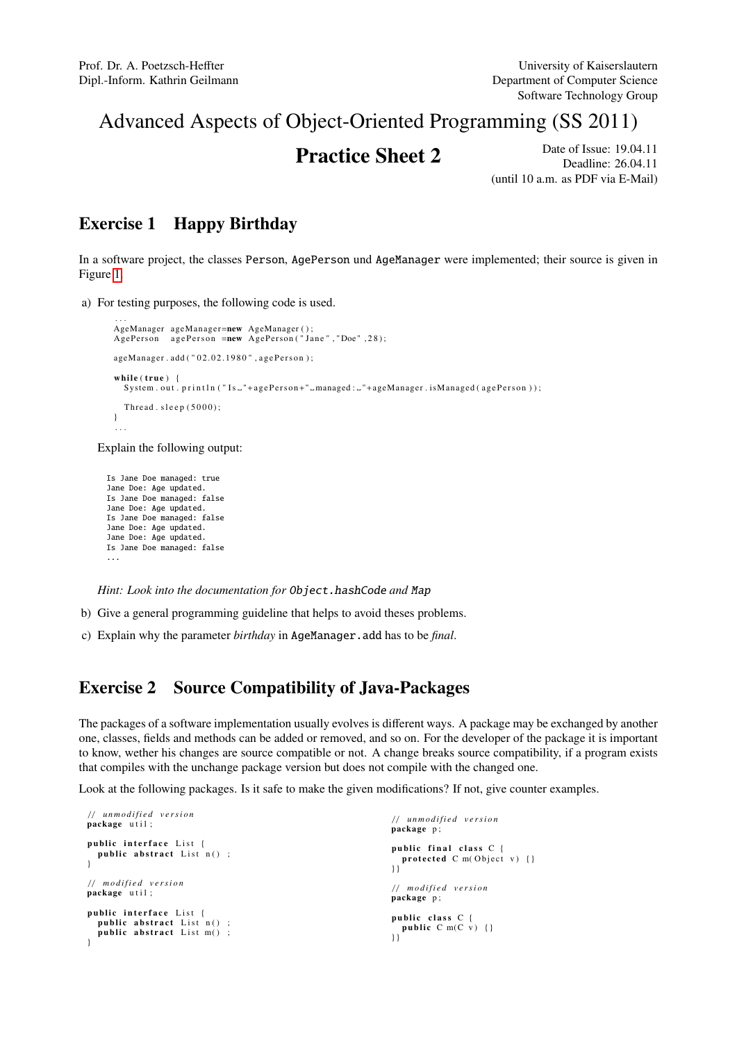Prof. Dr. A. Poetzsch-Heffter
Dipl.-Inform. Kathrin Geilmann

University of Kaiserslautern
Department of Computer Science
Software Technology Group

# Advanced Aspects of Object-Oriented Programming (SS 2011)

## Practice Sheet 2

Date of Issue: 19.04.11
Deadline: 26.04.11
(until 10 a.m. as PDF via E-Mail)

## Exercise 1 Happy Birthday

In a software project, the classes `Person`, `AgePerson` und `AgeManager` were implemented; their source is given in Figure 1.

a) For testing purposes, the following code is used.

```
...
AgeManager  ageManager=new AgeManager();
AgePerson   agePerson =new AgePerson("Jane","Doe",28);

ageManager.add("02.02.1980",agePerson);

while(true) {
   System.out.println("Is "+agePerson+" managed: "+ageManager.isManaged(agePerson));

   Thread.sleep(5000);
}
...
```

Explain the following output:

```
Is Jane Doe managed: true
Jane Doe: Age updated.
Is Jane Doe managed: false
Jane Doe: Age updated.
Is Jane Doe managed: false
Jane Doe: Age updated.
Jane Doe: Age updated.
Is Jane Doe managed: false
...
```

*Hint: Look into the documentation for* `Object.hashCode` *and* `Map`

b) Give a general programming guideline that helps to avoid theses problems.

c) Explain why the parameter *birthday* in `AgeManager.add` has to be *final*.

## Exercise 2 Source Compatibility of Java-Packages

The packages of a software implementation usually evolves is different ways. A package may be exchanged by another one, classes, fields and methods can be added or removed, and so on. For the developer of the package it is important to know, wether his changes are source compatible or not. A change breaks source compatibility, if a program exists that compiles with the unchange package version but does not compile with the changed one.

Look at the following packages. Is it safe to make the given modifications? If not, give counter examples.

```
// unmodified version
package util;

public interface List {
  public abstract List n() ;
}

// modified version
package util;

public interface List {
  public abstract List n() ;
  public abstract List m() ;
}
```

```
// unmodified version
package p;

public final class C {
  protected C m(Object v) {}
}}

// modified version
package p;

public class C {
  public C m(C v) {}
}}
```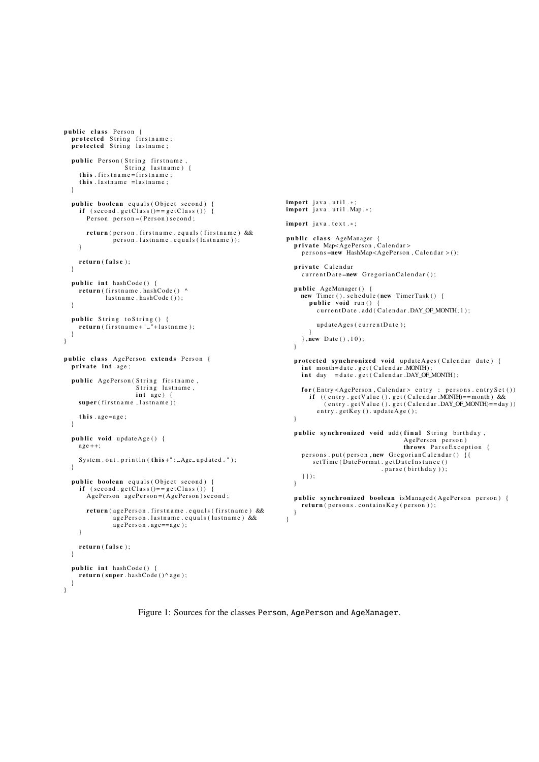```java
public class Person {
  protected String firstname;
  protected String lastname;

  public Person(String firstname,
                String lastname) {
    this.firstname=firstname;
    this.lastname =lastname;
  }

  public boolean equals(Object second) {
    if (second.getClass()==getClass()) {
      Person person=(Person)second;

      return(person.firstname.equals(firstname) &&
             person.lastname.equals(lastname));
    }

    return(false);
  }

  public int hashCode() {
    return(firstname.hashCode() ^
           lastname.hashCode());
  }

  public String toString() {
    return(firstname+" "+lastname);
  }
}

public class AgePerson extends Person {
  private int age;

  public AgePerson(String firstname,
                   String lastname,
                   int age) {
    super(firstname,lastname);

    this.age=age;
  }

  public void updateAge() {
    age++;

    System.out.println(this+": Age updated.");
  }

  public boolean equals(Object second) {
    if (second.getClass()==getClass()) {
      AgePerson agePerson=(AgePerson)second;

      return(agePerson.firstname.equals(firstname) &&
             agePerson.lastname.equals(lastname) &&
             agePerson.age==age);
    }

    return(false);
  }

  public int hashCode() {
    return(super.hashCode()^age);
  }
}
```

```java
import java.util.*;
import java.util.Map.*;

import java.text.*;

public class AgeManager {
  private Map<AgePerson,Calendar>
    persons=new HashMap<AgePerson,Calendar>();

  private Calendar
    currentDate=new GregorianCalendar();

  public AgeManager() {
    new Timer().schedule(new TimerTask() {
      public void run() {
        currentDate.add(Calendar.DAY_OF_MONTH,1);

        updateAges(currentDate);
      }
    },new Date(),10);
  }

  protected synchronized void updateAges(Calendar date) {
    int month=date.get(Calendar.MONTH);
    int day  =date.get(Calendar.DAY_OF_MONTH);

    for(Entry<AgePerson,Calendar> entry : persons.entrySet())
      if ((entry.getValue().get(Calendar.MONTH)==month) &&
          (entry.getValue().get(Calendar.DAY_OF_MONTH)==day))
        entry.getKey().updateAge();
  }

  public synchronized void add(final String birthday,
                               AgePerson person)
                               throws ParseException {
    persons.put(person,new GregorianCalendar() {{
      setTime(DateFormat.getDateInstance()
                        .parse(birthday));
    }});
  }

  public synchronized boolean isManaged(AgePerson person) {
    return(persons.containsKey(person));
  }
}
```

Figure 1: Sources for the classes `Person`, `AgePerson` and `AgeManager`.